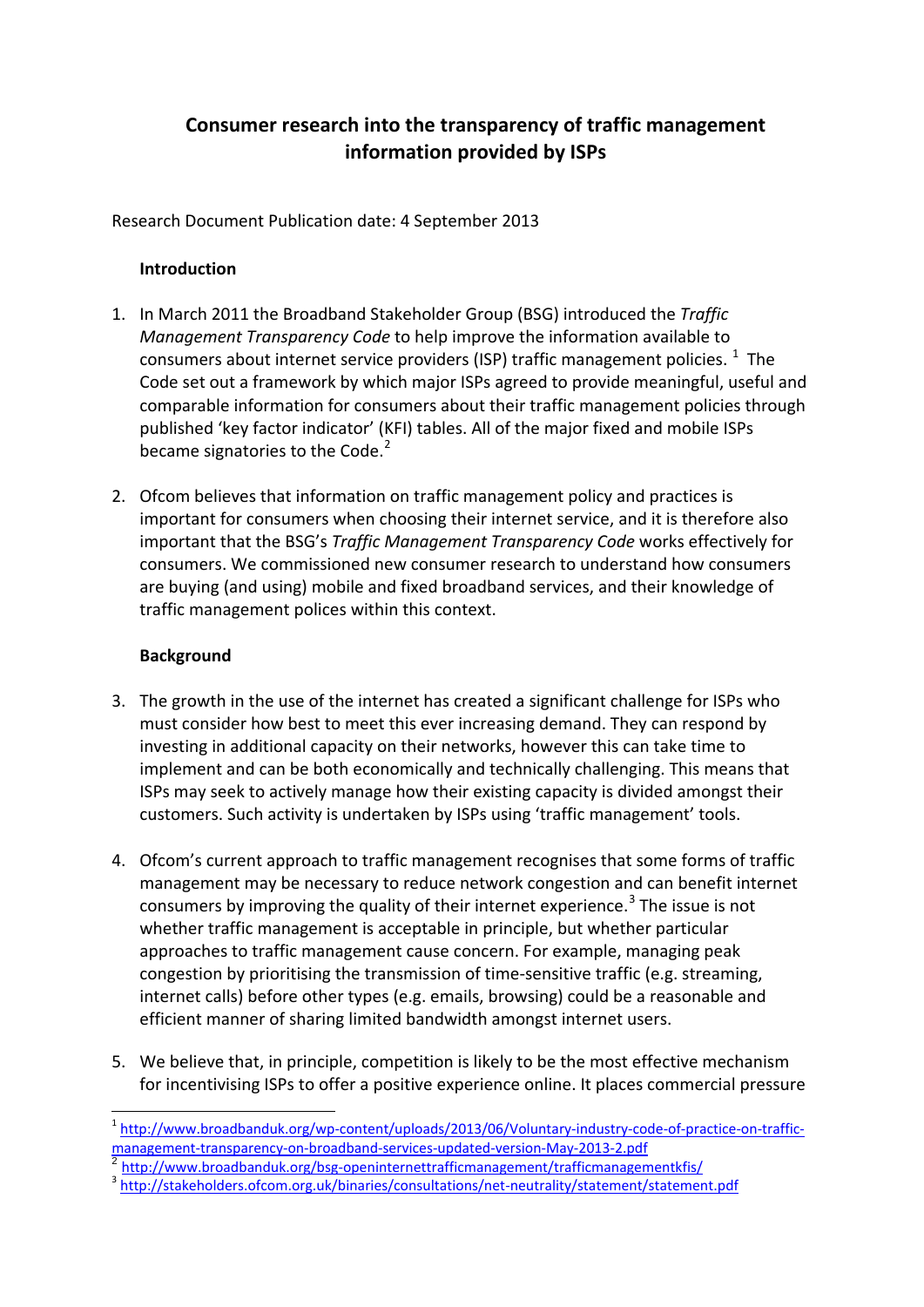# Consumer research into the transparency of traffic management information provided by ISPs

Research Document Publication date: 4 September 2013

## Introduction

1. In March 2011 the Broadband Stakeholder Group (BSG) introduced the *Traffic Management Transparency Code* to help improve the information available to consumers about internet service providers (ISP) traffic management policies. [1] The Code set out a framework by which major ISPs agreed to provide meaningful, useful and comparable information for consumers about their traffic management policies through published 'key factor indicator' (KFI) tables. All of the major fixed and mobile ISPs became signatories to the Code.[2]

2. Ofcom believes that information on traffic management policy and practices is important for consumers when choosing their internet service, and it is therefore also important that the BSG's *Traffic Management Transparency Code* works effectively for consumers. We commissioned new consumer research to understand how consumers are buying (and using) mobile and fixed broadband services, and their knowledge of traffic management polices within this context.

## Background

3. The growth in the use of the internet has created a significant challenge for ISPs who must consider how best to meet this ever increasing demand. They can respond by investing in additional capacity on their networks, however this can take time to implement and can be both economically and technically challenging. This means that ISPs may seek to actively manage how their existing capacity is divided amongst their customers. Such activity is undertaken by ISPs using 'traffic management' tools.

4. Ofcom's current approach to traffic management recognises that some forms of traffic management may be necessary to reduce network congestion and can benefit internet consumers by improving the quality of their internet experience.[3] The issue is not whether traffic management is acceptable in principle, but whether particular approaches to traffic management cause concern. For example, managing peak congestion by prioritising the transmission of time-sensitive traffic (e.g. streaming, internet calls) before other types (e.g. emails, browsing) could be a reasonable and efficient manner of sharing limited bandwidth amongst internet users.

5. We believe that, in principle, competition is likely to be the most effective mechanism for incentivising ISPs to offer a positive experience online. It places commercial pressure

---

[1] http://www.broadbanduk.org/wp-content/uploads/2013/06/Voluntary-industry-code-of-practice-on-traffic-management-transparency-on-broadband-services-updated-version-May-2013-2.pdf

[2] http://www.broadbanduk.org/bsg-openinternettrafficmanagement/trafficmanagementkfis/

[3] http://stakeholders.ofcom.org.uk/binaries/consultations/net-neutrality/statement/statement.pdf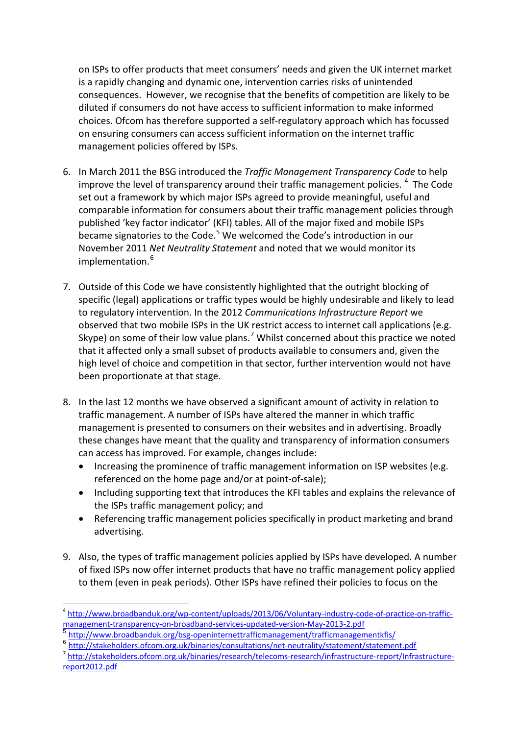on ISPs to offer products that meet consumers' needs and given the UK internet market is a rapidly changing and dynamic one, intervention carries risks of unintended consequences. However, we recognise that the benefits of competition are likely to be diluted if consumers do not have access to sufficient information to make informed choices. Ofcom has therefore supported a self-regulatory approach which has focussed on ensuring consumers can access sufficient information on the internet traffic management policies offered by ISPs.

6. In March 2011 the BSG introduced the *Traffic Management Transparency Code* to help improve the level of transparency around their traffic management policies. [4] The Code set out a framework by which major ISPs agreed to provide meaningful, useful and comparable information for consumers about their traffic management policies through published 'key factor indicator' (KFI) tables. All of the major fixed and mobile ISPs became signatories to the Code.[5] We welcomed the Code's introduction in our November 2011 *Net Neutrality Statement* and noted that we would monitor its implementation.[6]

7. Outside of this Code we have consistently highlighted that the outright blocking of specific (legal) applications or traffic types would be highly undesirable and likely to lead to regulatory intervention. In the 2012 *Communications Infrastructure Report* we observed that two mobile ISPs in the UK restrict access to internet call applications (e.g. Skype) on some of their low value plans.[7] Whilst concerned about this practice we noted that it affected only a small subset of products available to consumers and, given the high level of choice and competition in that sector, further intervention would not have been proportionate at that stage.

8. In the last 12 months we have observed a significant amount of activity in relation to traffic management. A number of ISPs have altered the manner in which traffic management is presented to consumers on their websites and in advertising. Broadly these changes have meant that the quality and transparency of information consumers can access has improved. For example, changes include:
   - Increasing the prominence of traffic management information on ISP websites (e.g. referenced on the home page and/or at point-of-sale);
   - Including supporting text that introduces the KFI tables and explains the relevance of the ISPs traffic management policy; and
   - Referencing traffic management policies specifically in product marketing and brand advertising.

9. Also, the types of traffic management policies applied by ISPs have developed. A number of fixed ISPs now offer internet products that have no traffic management policy applied to them (even in peak periods). Other ISPs have refined their policies to focus on the

---

[4] http://www.broadbanduk.org/wp-content/uploads/2013/06/Voluntary-industry-code-of-practice-on-traffic-management-transparency-on-broadband-services-updated-version-May-2013-2.pdf

[5] http://www.broadbanduk.org/bsg-openinternettrafficmanagement/trafficmanagementkfis/

[6] http://stakeholders.ofcom.org.uk/binaries/consultations/net-neutrality/statement/statement.pdf

[7] http://stakeholders.ofcom.org.uk/binaries/research/telecoms-research/infrastructure-report/Infrastructure-report2012.pdf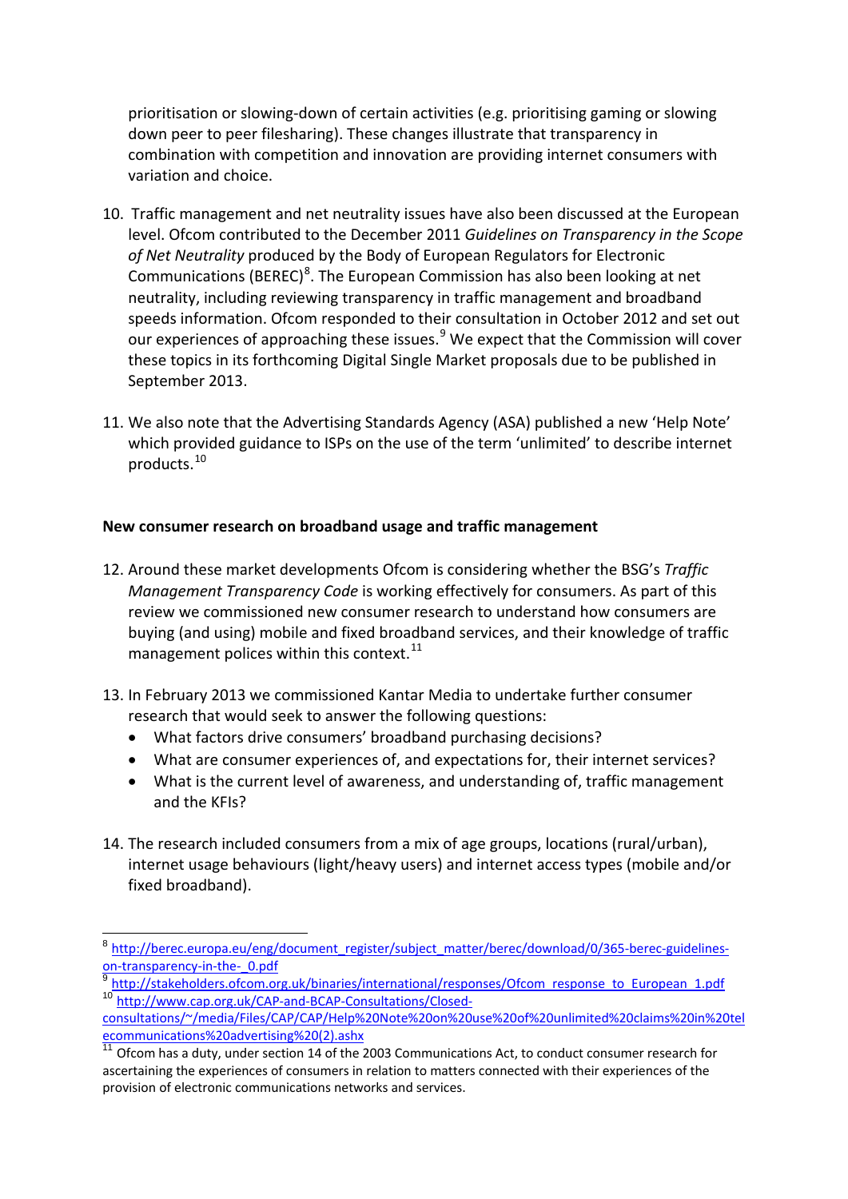prioritisation or slowing-down of certain activities (e.g. prioritising gaming or slowing down peer to peer filesharing). These changes illustrate that transparency in combination with competition and innovation are providing internet consumers with variation and choice.

10. Traffic management and net neutrality issues have also been discussed at the European level. Ofcom contributed to the December 2011 *Guidelines on Transparency in the Scope of Net Neutrality* produced by the Body of European Regulators for Electronic Communications (BEREC)[8]. The European Commission has also been looking at net neutrality, including reviewing transparency in traffic management and broadband speeds information. Ofcom responded to their consultation in October 2012 and set out our experiences of approaching these issues.[9] We expect that the Commission will cover these topics in its forthcoming Digital Single Market proposals due to be published in September 2013.

11. We also note that the Advertising Standards Agency (ASA) published a new 'Help Note' which provided guidance to ISPs on the use of the term 'unlimited' to describe internet products.[10]

**New consumer research on broadband usage and traffic management**

12. Around these market developments Ofcom is considering whether the BSG's *Traffic Management Transparency Code* is working effectively for consumers. As part of this review we commissioned new consumer research to understand how consumers are buying (and using) mobile and fixed broadband services, and their knowledge of traffic management polices within this context.[11]

13. In February 2013 we commissioned Kantar Media to undertake further consumer research that would seek to answer the following questions:
    - What factors drive consumers' broadband purchasing decisions?
    - What are consumer experiences of, and expectations for, their internet services?
    - What is the current level of awareness, and understanding of, traffic management and the KFIs?

14. The research included consumers from a mix of age groups, locations (rural/urban), internet usage behaviours (light/heavy users) and internet access types (mobile and/or fixed broadband).

---

[8] http://berec.europa.eu/eng/document_register/subject_matter/berec/download/0/365-berec-guidelines-on-transparency-in-the-_0.pdf

[9] http://stakeholders.ofcom.org.uk/binaries/international/responses/Ofcom_response_to_European_1.pdf

[10] http://www.cap.org.uk/CAP-and-BCAP-Consultations/Closed-consultations/~/media/Files/CAP/CAP/Help%20Note%20on%20use%20of%20unlimited%20claims%20in%20telecommunications%20advertising%20(2).ashx

[11] Ofcom has a duty, under section 14 of the 2003 Communications Act, to conduct consumer research for ascertaining the experiences of consumers in relation to matters connected with their experiences of the provision of electronic communications networks and services.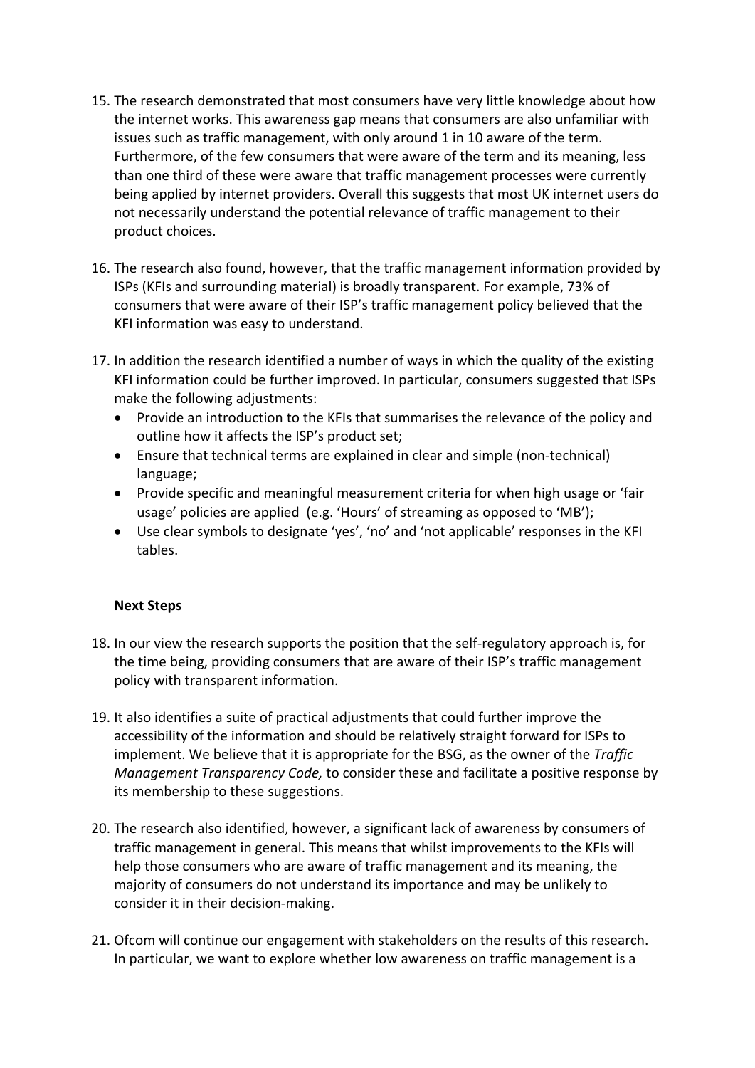15. The research demonstrated that most consumers have very little knowledge about how the internet works. This awareness gap means that consumers are also unfamiliar with issues such as traffic management, with only around 1 in 10 aware of the term. Furthermore, of the few consumers that were aware of the term and its meaning, less than one third of these were aware that traffic management processes were currently being applied by internet providers. Overall this suggests that most UK internet users do not necessarily understand the potential relevance of traffic management to their product choices.

16. The research also found, however, that the traffic management information provided by ISPs (KFIs and surrounding material) is broadly transparent. For example, 73% of consumers that were aware of their ISP's traffic management policy believed that the KFI information was easy to understand.

17. In addition the research identified a number of ways in which the quality of the existing KFI information could be further improved. In particular, consumers suggested that ISPs make the following adjustments:
    - Provide an introduction to the KFIs that summarises the relevance of the policy and outline how it affects the ISP's product set;
    - Ensure that technical terms are explained in clear and simple (non-technical) language;
    - Provide specific and meaningful measurement criteria for when high usage or 'fair usage' policies are applied (e.g. 'Hours' of streaming as opposed to 'MB');
    - Use clear symbols to designate 'yes', 'no' and 'not applicable' responses in the KFI tables.

**Next Steps**

18. In our view the research supports the position that the self-regulatory approach is, for the time being, providing consumers that are aware of their ISP's traffic management policy with transparent information.

19. It also identifies a suite of practical adjustments that could further improve the accessibility of the information and should be relatively straight forward for ISPs to implement. We believe that it is appropriate for the BSG, as the owner of the *Traffic Management Transparency Code,* to consider these and facilitate a positive response by its membership to these suggestions.

20. The research also identified, however, a significant lack of awareness by consumers of traffic management in general. This means that whilst improvements to the KFIs will help those consumers who are aware of traffic management and its meaning, the majority of consumers do not understand its importance and may be unlikely to consider it in their decision-making.

21. Ofcom will continue our engagement with stakeholders on the results of this research. In particular, we want to explore whether low awareness on traffic management is a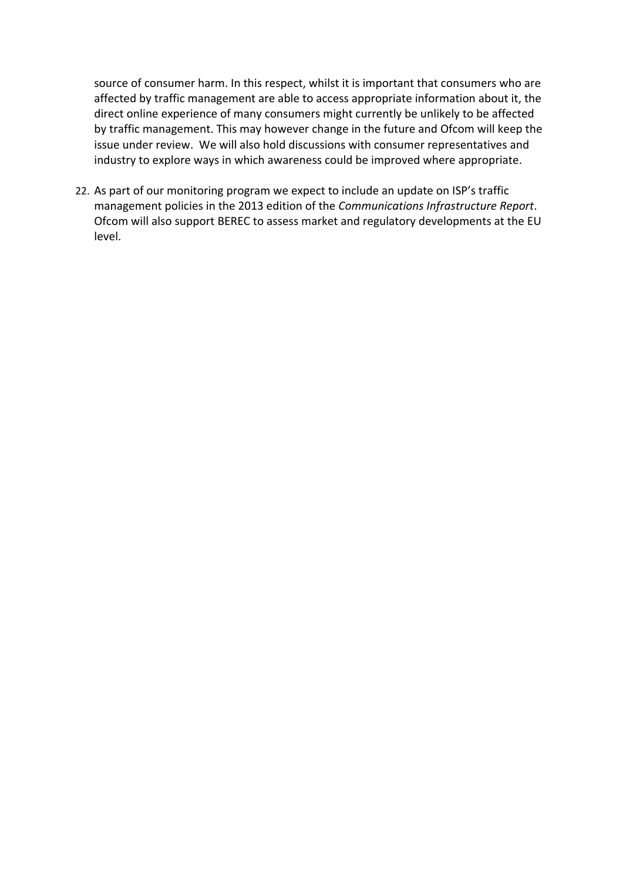source of consumer harm. In this respect, whilst it is important that consumers who are affected by traffic management are able to access appropriate information about it, the direct online experience of many consumers might currently be unlikely to be affected by traffic management. This may however change in the future and Ofcom will keep the issue under review. We will also hold discussions with consumer representatives and industry to explore ways in which awareness could be improved where appropriate.

22. As part of our monitoring program we expect to include an update on ISP's traffic management policies in the 2013 edition of the *Communications Infrastructure Report*. Ofcom will also support BEREC to assess market and regulatory developments at the EU level.